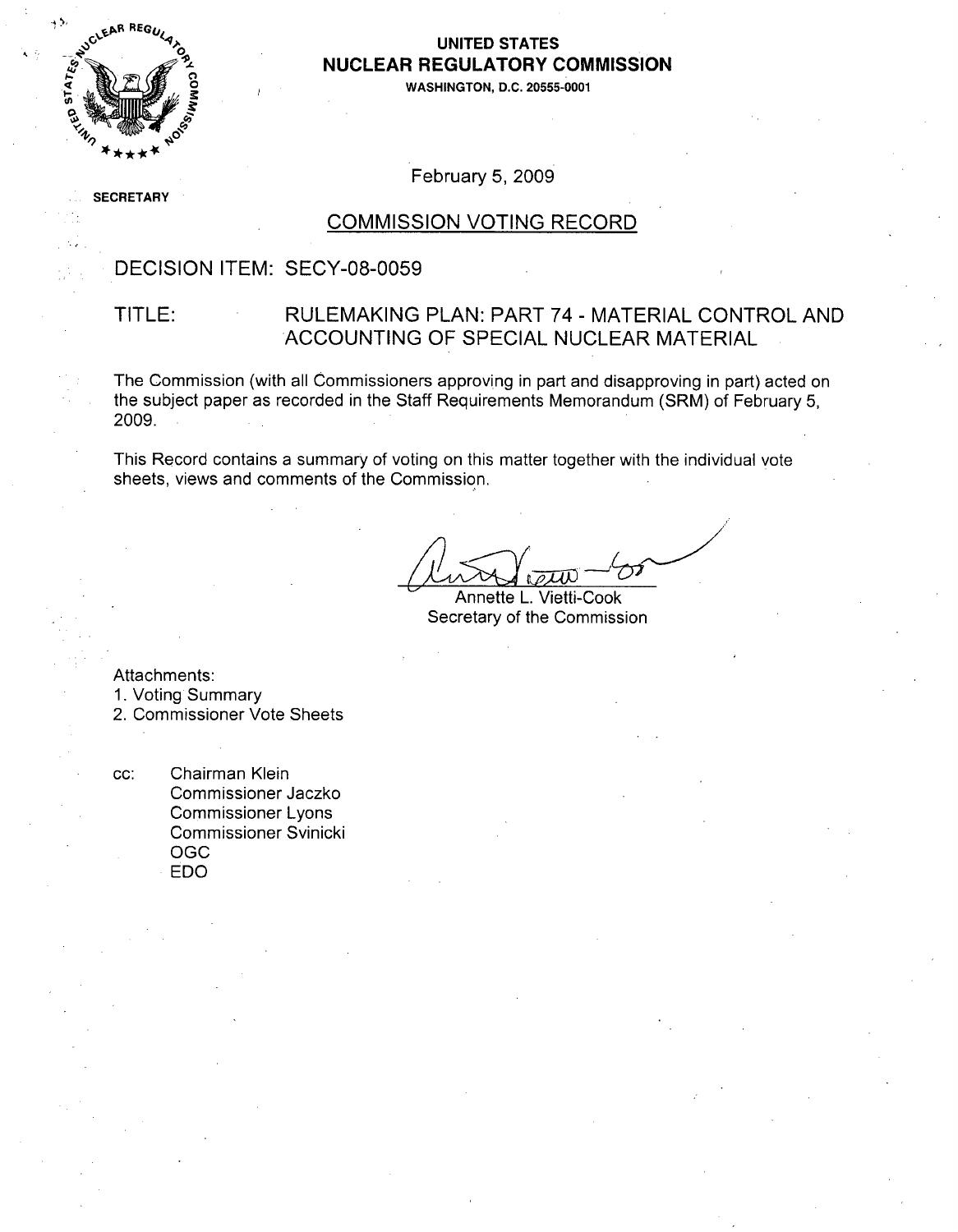**UNITED STATES**
**NUCLEAR REGULATORY COMMISSION**
**WASHINGTON, D.C. 20555-0001**

SECRETARY

February 5, 2009

## COMMISSION VOTING RECORD

DECISION ITEM: SECY-08-0059

TITLE: RULEMAKING PLAN: PART 74 - MATERIAL CONTROL AND ACCOUNTING OF SPECIAL NUCLEAR MATERIAL

The Commission (with all Commissioners approving in part and disapproving in part) acted on the subject paper as recorded in the Staff Requirements Memorandum (SRM) of February 5, 2009.

This Record contains a summary of voting on this matter together with the individual vote sheets, views and comments of the Commission.

Annette L. Vietti-Cook
Secretary of the Commission

Attachments:
1. Voting Summary
2. Commissioner Vote Sheets

cc: Chairman Klein
Commissioner Jaczko
Commissioner Lyons
Commissioner Svinicki
OGC
EDO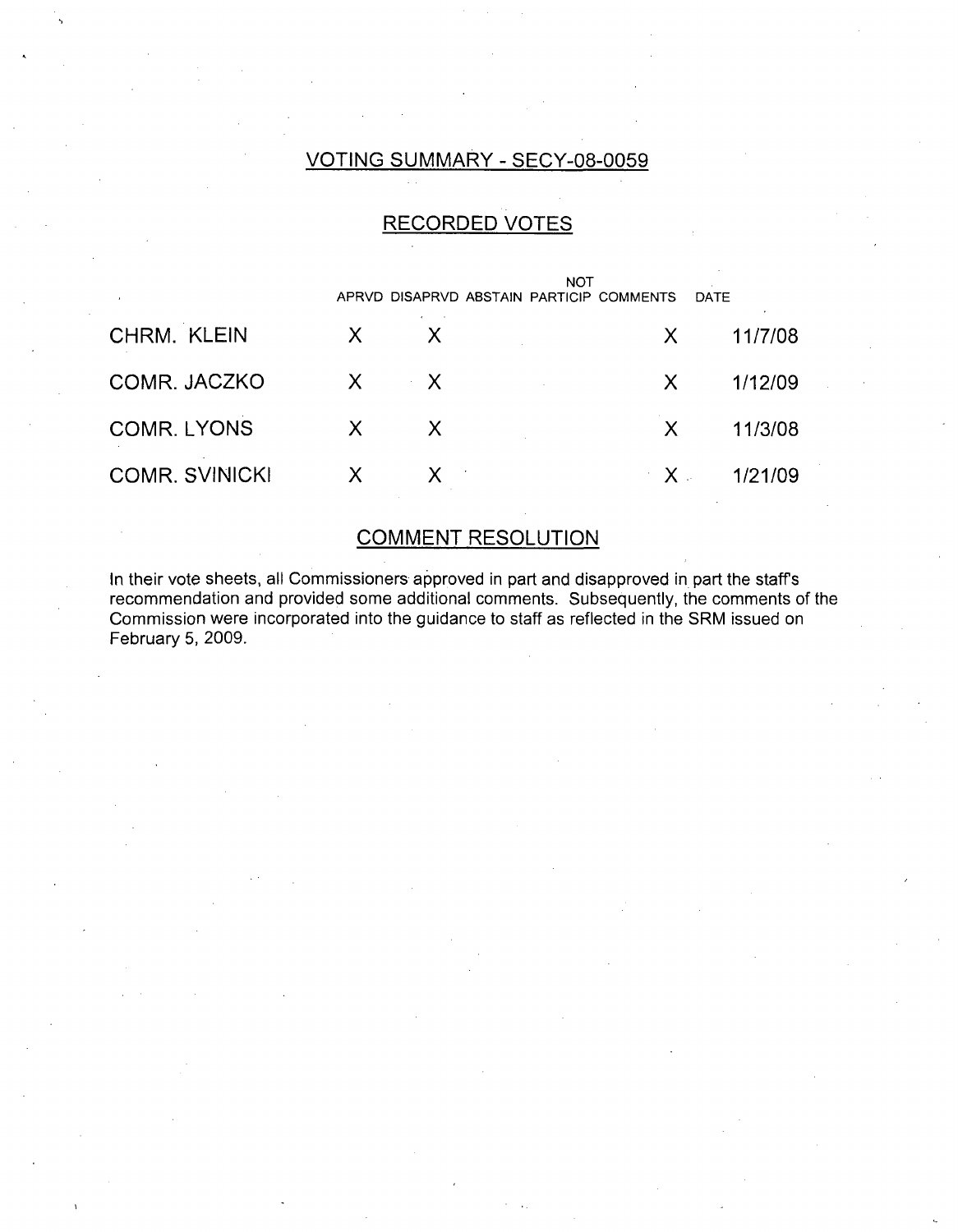## VOTING SUMMARY - SECY-08-0059

## RECORDED VOTES

| | APRVD | DISAPRVD | ABSTAIN | NOT PARTICIP | COMMENTS | DATE |
|---|---|---|---|---|---|---|
| CHRM. KLEIN | X | X | | | X | 11/7/08 |
| COMR. JACZKO | X | X | | | X | 1/12/09 |
| COMR. LYONS | X | X | | | X | 11/3/08 |
| COMR. SVINICKI | X | X | | | X | 1/21/09 |

## COMMENT RESOLUTION

In their vote sheets, all Commissioners approved in part and disapproved in part the staff's recommendation and provided some additional comments. Subsequently, the comments of the Commission were incorporated into the guidance to staff as reflected in the SRM issued on February 5, 2009.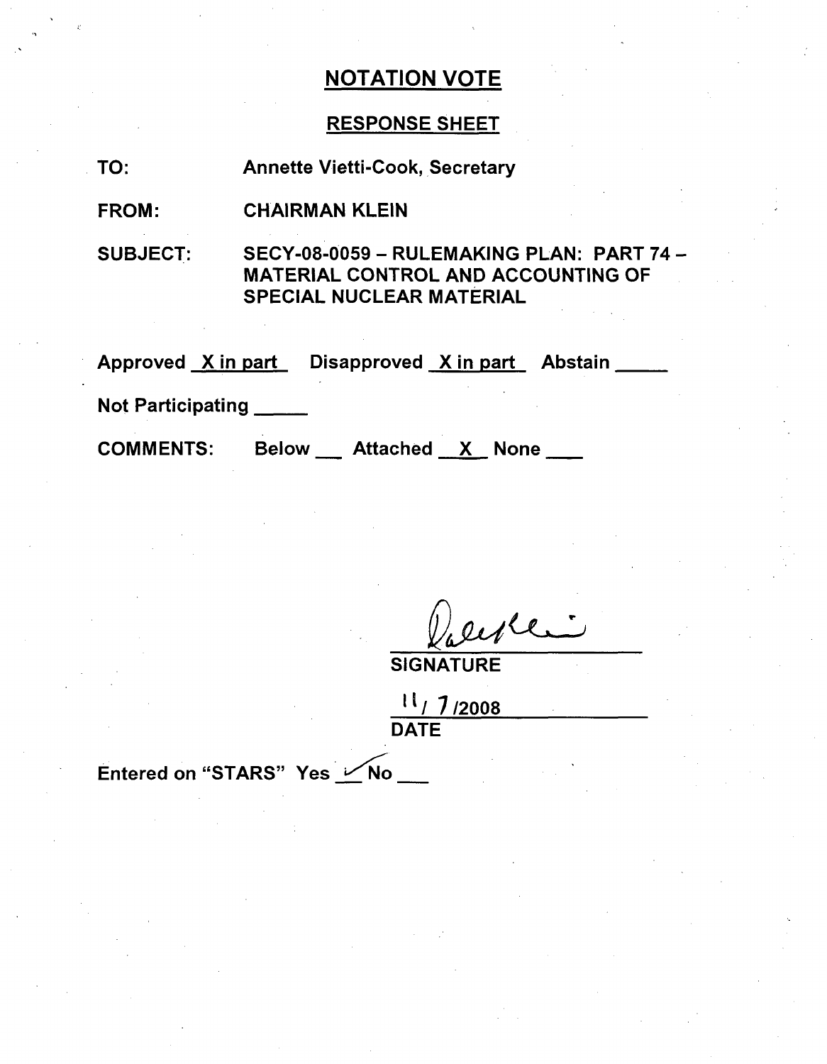# NOTATION VOTE

## RESPONSE SHEET

TO: Annette Vietti-Cook, Secretary

FROM: CHAIRMAN KLEIN

SUBJECT: SECY-08-0059 – RULEMAKING PLAN: PART 74 – MATERIAL CONTROL AND ACCOUNTING OF SPECIAL NUCLEAR MATERIAL

Approved X in part Disapproved X in part Abstain \_\_\_\_\_

Not Participating \_\_\_\_\_

COMMENTS: Below \_\_\_ Attached X None \_\_\_

SIGNATURE

11/ 7 /2008

DATE

Entered on "STARS" Yes ✓ No \_\_\_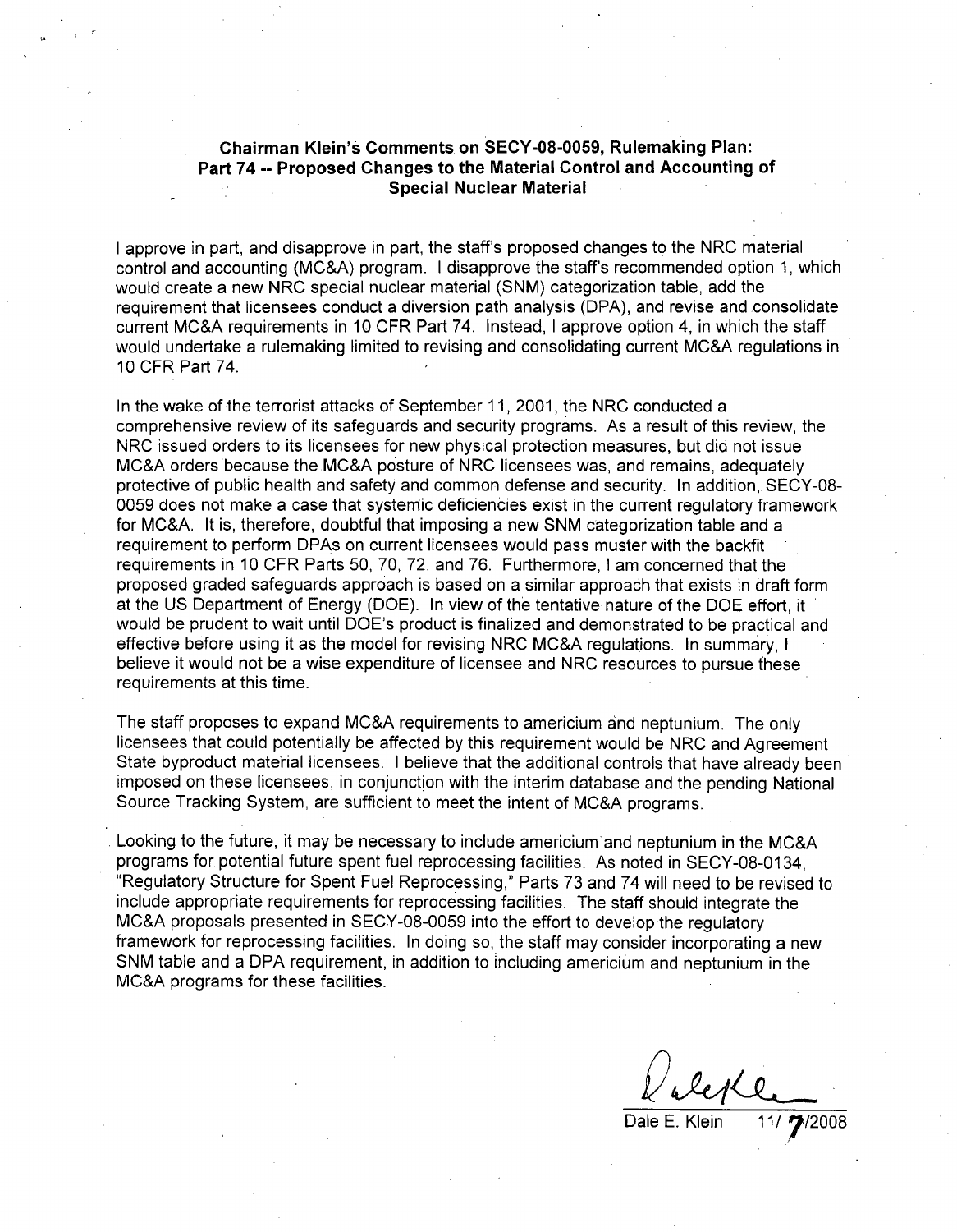**Chairman Klein's Comments on SECY-08-0059, Rulemaking Plan: Part 74 -- Proposed Changes to the Material Control and Accounting of Special Nuclear Material**

I approve in part, and disapprove in part, the staff's proposed changes to the NRC material control and accounting (MC&A) program. I disapprove the staff's recommended option 1, which would create a new NRC special nuclear material (SNM) categorization table, add the requirement that licensees conduct a diversion path analysis (DPA), and revise and consolidate current MC&A requirements in 10 CFR Part 74. Instead, I approve option 4, in which the staff would undertake a rulemaking limited to revising and consolidating current MC&A regulations in 10 CFR Part 74.

In the wake of the terrorist attacks of September 11, 2001, the NRC conducted a comprehensive review of its safeguards and security programs. As a result of this review, the NRC issued orders to its licensees for new physical protection measures, but did not issue MC&A orders because the MC&A posture of NRC licensees was, and remains, adequately protective of public health and safety and common defense and security. In addition, SECY-08-0059 does not make a case that systemic deficiencies exist in the current regulatory framework for MC&A. It is, therefore, doubtful that imposing a new SNM categorization table and a requirement to perform DPAs on current licensees would pass muster with the backfit requirements in 10 CFR Parts 50, 70, 72, and 76. Furthermore, I am concerned that the proposed graded safeguards approach is based on a similar approach that exists in draft form at the US Department of Energy (DOE). In view of the tentative nature of the DOE effort, it would be prudent to wait until DOE's product is finalized and demonstrated to be practical and effective before using it as the model for revising NRC MC&A regulations. In summary, I believe it would not be a wise expenditure of licensee and NRC resources to pursue these requirements at this time.

The staff proposes to expand MC&A requirements to americium and neptunium. The only licensees that could potentially be affected by this requirement would be NRC and Agreement State byproduct material licensees. I believe that the additional controls that have already been imposed on these licensees, in conjunction with the interim database and the pending National Source Tracking System, are sufficient to meet the intent of MC&A programs.

Looking to the future, it may be necessary to include americium and neptunium in the MC&A programs for potential future spent fuel reprocessing facilities. As noted in SECY-08-0134, "Regulatory Structure for Spent Fuel Reprocessing," Parts 73 and 74 will need to be revised to include appropriate requirements for reprocessing facilities. The staff should integrate the MC&A proposals presented in SECY-08-0059 into the effort to develop the regulatory framework for reprocessing facilities. In doing so, the staff may consider incorporating a new SNM table and a DPA requirement, in addition to including americium and neptunium in the MC&A programs for these facilities.

Dale E. Klein 11/7/2008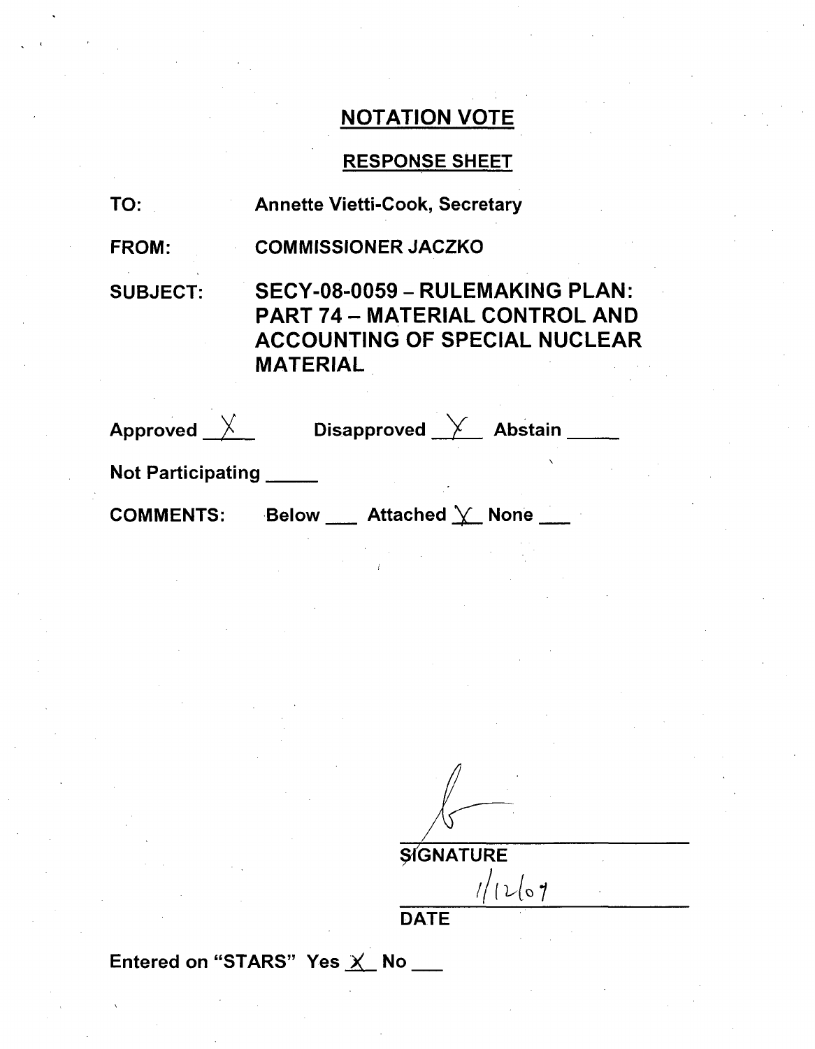# NOTATION VOTE

## RESPONSE SHEET

TO: Annette Vietti-Cook, Secretary

FROM: COMMISSIONER JACZKO

SUBJECT: **SECY-08-0059 – RULEMAKING PLAN: PART 74 – MATERIAL CONTROL AND ACCOUNTING OF SPECIAL NUCLEAR MATERIAL**

Approved X   Disapproved X   Abstain ___

Not Participating ___

COMMENTS: Below ___ Attached X None ___

SIGNATURE

1/12/09

DATE

Entered on "STARS" Yes X No ___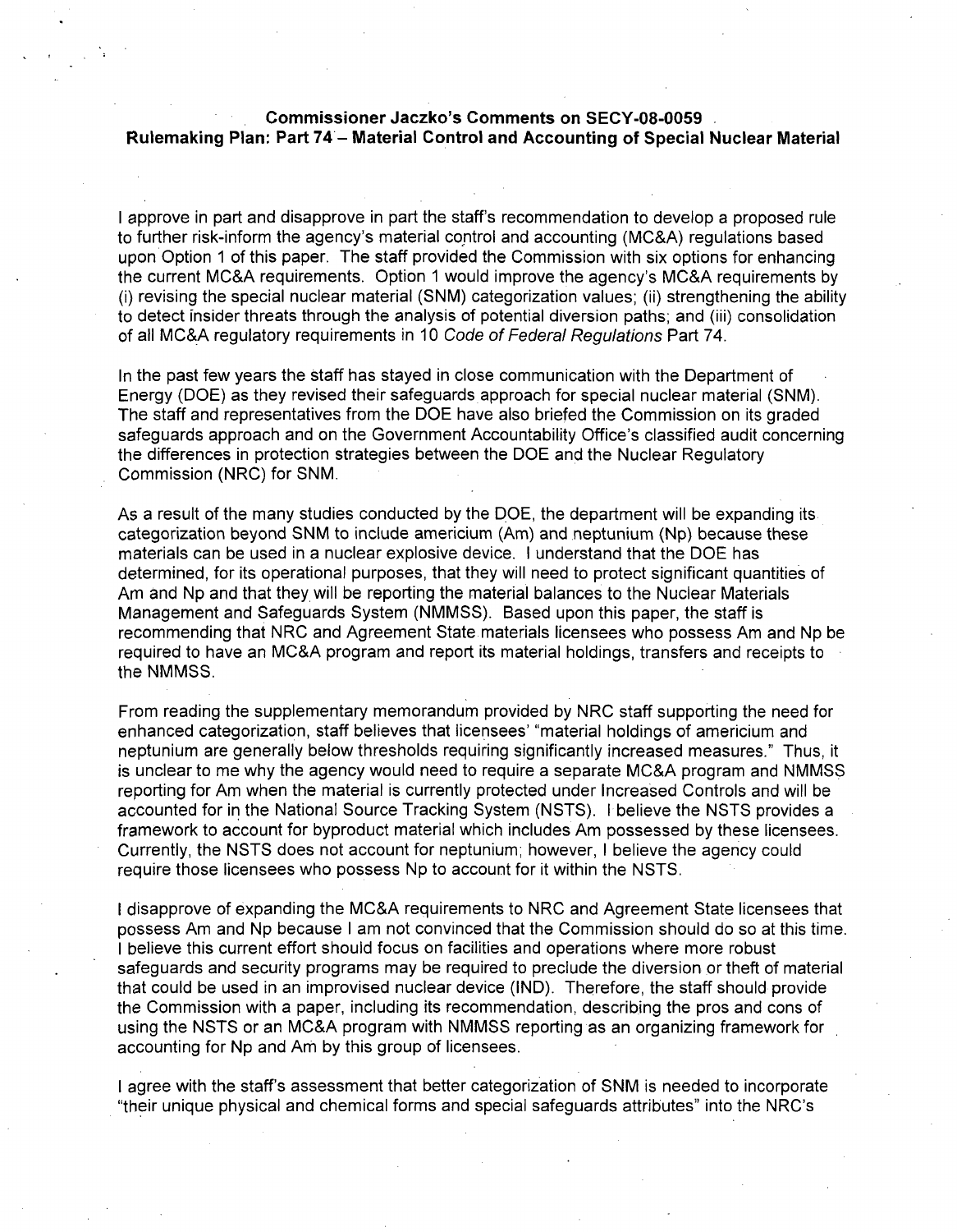**Commissioner Jaczko's Comments on SECY-08-0059**
**Rulemaking Plan: Part 74 – Material Control and Accounting of Special Nuclear Material**

I approve in part and disapprove in part the staff's recommendation to develop a proposed rule to further risk-inform the agency's material control and accounting (MC&A) regulations based upon Option 1 of this paper. The staff provided the Commission with six options for enhancing the current MC&A requirements. Option 1 would improve the agency's MC&A requirements by (i) revising the special nuclear material (SNM) categorization values; (ii) strengthening the ability to detect insider threats through the analysis of potential diversion paths; and (iii) consolidation of all MC&A regulatory requirements in 10 *Code of Federal Regulations* Part 74.

In the past few years the staff has stayed in close communication with the Department of Energy (DOE) as they revised their safeguards approach for special nuclear material (SNM). The staff and representatives from the DOE have also briefed the Commission on its graded safeguards approach and on the Government Accountability Office's classified audit concerning the differences in protection strategies between the DOE and the Nuclear Regulatory Commission (NRC) for SNM.

As a result of the many studies conducted by the DOE, the department will be expanding its categorization beyond SNM to include americium (Am) and neptunium (Np) because these materials can be used in a nuclear explosive device. I understand that the DOE has determined, for its operational purposes, that they will need to protect significant quantities of Am and Np and that they will be reporting the material balances to the Nuclear Materials Management and Safeguards System (NMMSS). Based upon this paper, the staff is recommending that NRC and Agreement State materials licensees who possess Am and Np be required to have an MC&A program and report its material holdings, transfers and receipts to the NMMSS.

From reading the supplementary memorandum provided by NRC staff supporting the need for enhanced categorization, staff believes that licensees' "material holdings of americium and neptunium are generally below thresholds requiring significantly increased measures." Thus, it is unclear to me why the agency would need to require a separate MC&A program and NMMSS reporting for Am when the material is currently protected under Increased Controls and will be accounted for in the National Source Tracking System (NSTS). I believe the NSTS provides a framework to account for byproduct material which includes Am possessed by these licensees. Currently, the NSTS does not account for neptunium; however, I believe the agency could require those licensees who possess Np to account for it within the NSTS.

I disapprove of expanding the MC&A requirements to NRC and Agreement State licensees that possess Am and Np because I am not convinced that the Commission should do so at this time. I believe this current effort should focus on facilities and operations where more robust safeguards and security programs may be required to preclude the diversion or theft of material that could be used in an improvised nuclear device (IND). Therefore, the staff should provide the Commission with a paper, including its recommendation, describing the pros and cons of using the NSTS or an MC&A program with NMMSS reporting as an organizing framework for accounting for Np and Am by this group of licensees.

I agree with the staff's assessment that better categorization of SNM is needed to incorporate "their unique physical and chemical forms and special safeguards attributes" into the NRC's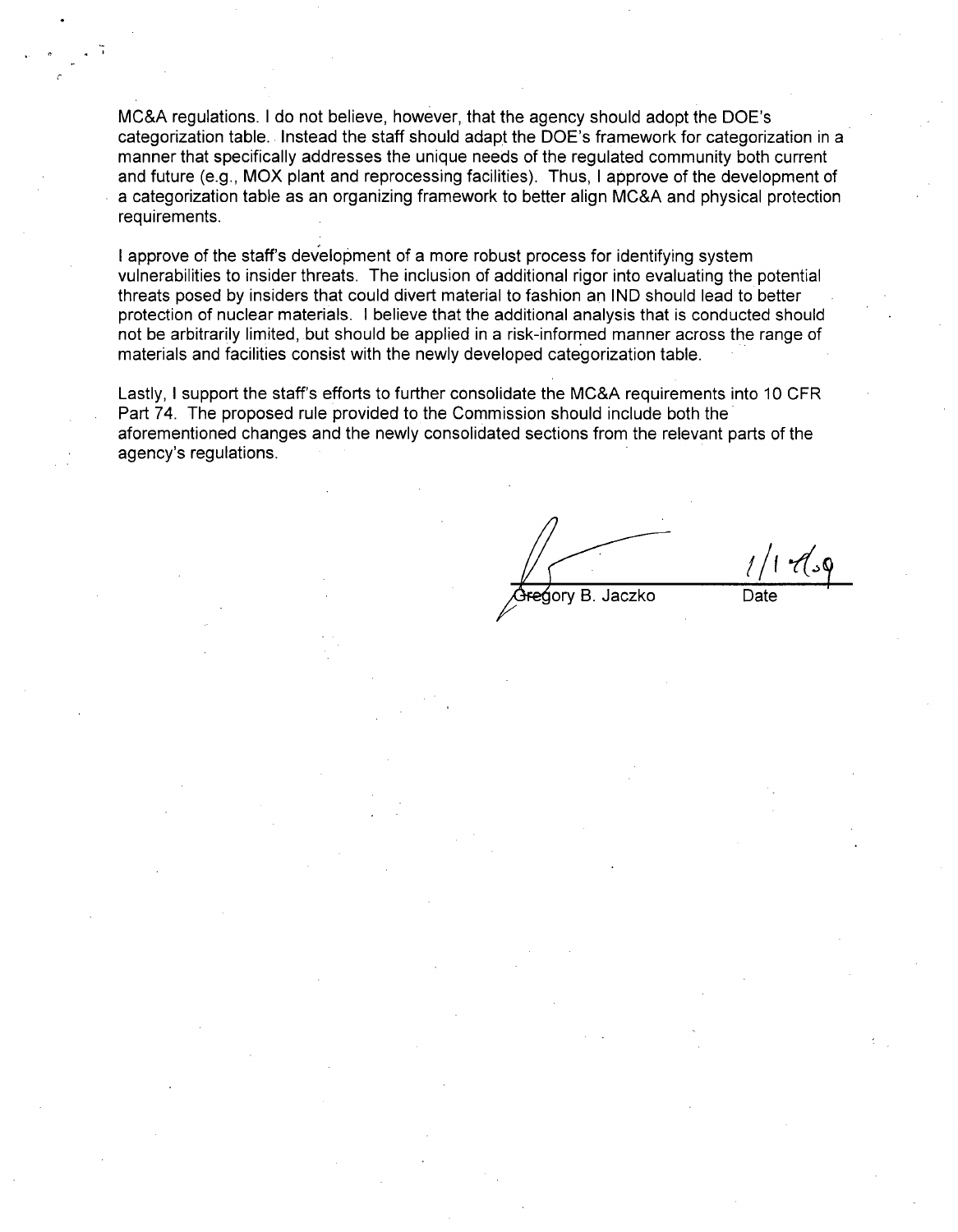MC&A regulations. I do not believe, however, that the agency should adopt the DOE's categorization table. Instead the staff should adapt the DOE's framework for categorization in a manner that specifically addresses the unique needs of the regulated community both current and future (e.g., MOX plant and reprocessing facilities). Thus, I approve of the development of a categorization table as an organizing framework to better align MC&A and physical protection requirements.

I approve of the staff's development of a more robust process for identifying system vulnerabilities to insider threats. The inclusion of additional rigor into evaluating the potential threats posed by insiders that could divert material to fashion an IND should lead to better protection of nuclear materials. I believe that the additional analysis that is conducted should not be arbitrarily limited, but should be applied in a risk-informed manner across the range of materials and facilities consist with the newly developed categorization table.

Lastly, I support the staff's efforts to further consolidate the MC&A requirements into 10 CFR Part 74. The proposed rule provided to the Commission should include both the aforementioned changes and the newly consolidated sections from the relevant parts of the agency's regulations.

Gregory B. Jaczko — 1/14/09

Date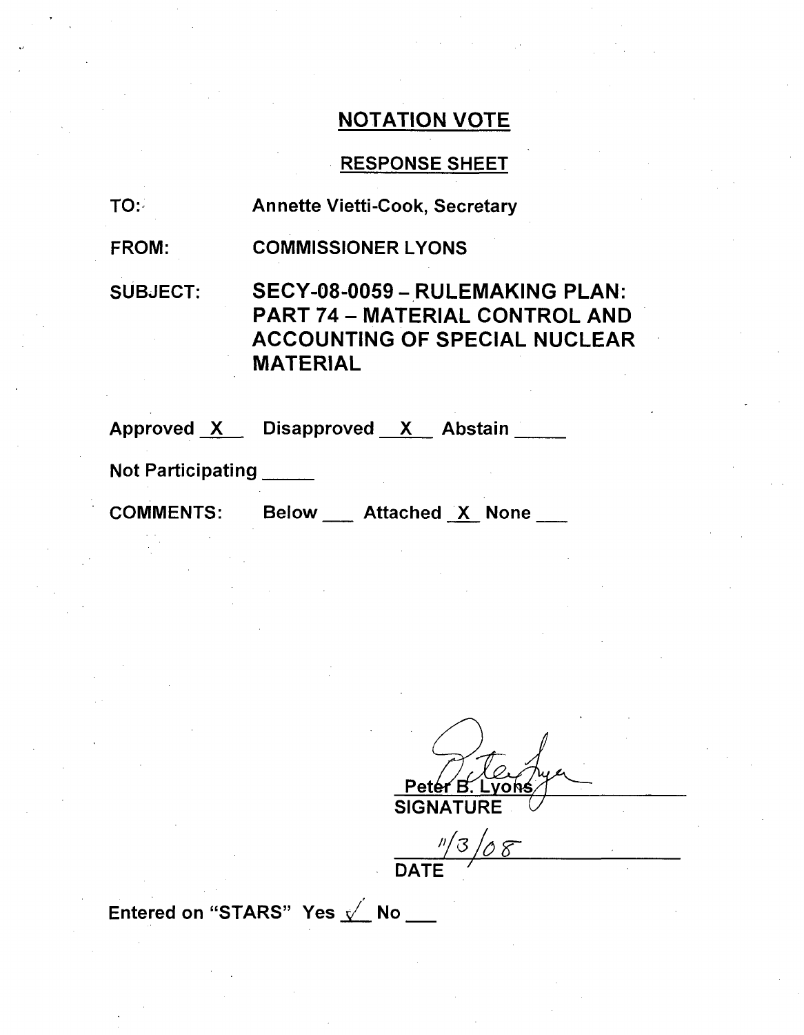## NOTATION VOTE

### RESPONSE SHEET

TO: Annette Vietti-Cook, Secretary

FROM: COMMISSIONER LYONS

SUBJECT: **SECY-08-0059 – RULEMAKING PLAN: PART 74 – MATERIAL CONTROL AND ACCOUNTING OF SPECIAL NUCLEAR MATERIAL**

Approved X Disapproved X Abstain ____

Not Participating ____

COMMENTS: Below ___ Attached X None ___

Peter B. Lyons
SIGNATURE

11/3/08
DATE

Entered on "STARS" Yes ✓ No ___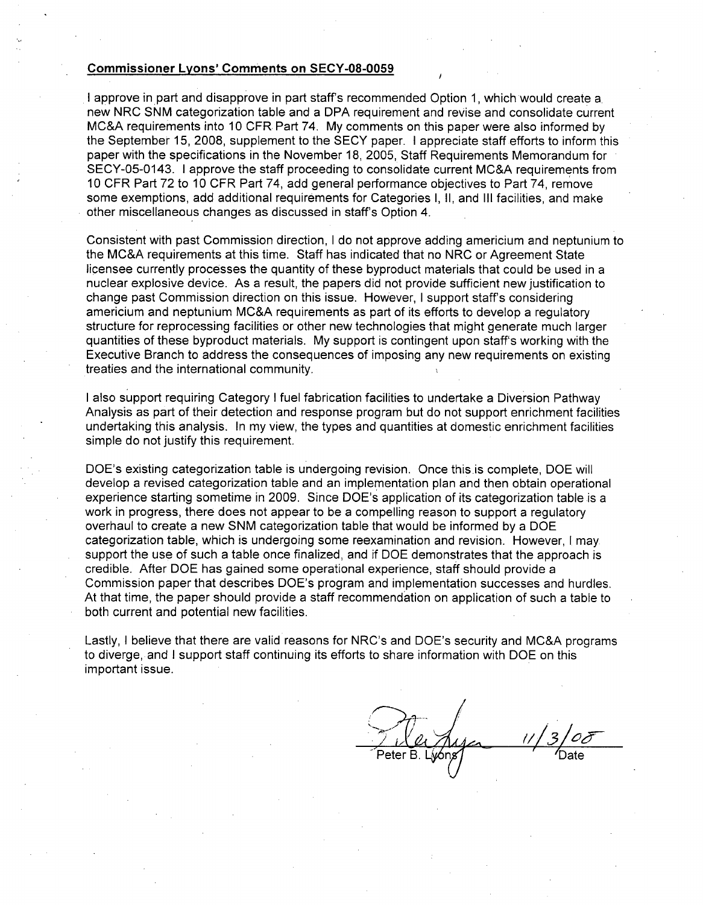**Commissioner Lyons' Comments on SECY-08-0059**

I approve in part and disapprove in part staff's recommended Option 1, which would create a new NRC SNM categorization table and a DPA requirement and revise and consolidate current MC&A requirements into 10 CFR Part 74. My comments on this paper were also informed by the September 15, 2008, supplement to the SECY paper. I appreciate staff efforts to inform this paper with the specifications in the November 18, 2005, Staff Requirements Memorandum for SECY-05-0143. I approve the staff proceeding to consolidate current MC&A requirements from 10 CFR Part 72 to 10 CFR Part 74, add general performance objectives to Part 74, remove some exemptions, add additional requirements for Categories I, II, and III facilities, and make other miscellaneous changes as discussed in staff's Option 4.

Consistent with past Commission direction, I do not approve adding americium and neptunium to the MC&A requirements at this time. Staff has indicated that no NRC or Agreement State licensee currently processes the quantity of these byproduct materials that could be used in a nuclear explosive device. As a result, the papers did not provide sufficient new justification to change past Commission direction on this issue. However, I support staff's considering americium and neptunium MC&A requirements as part of its efforts to develop a regulatory structure for reprocessing facilities or other new technologies that might generate much larger quantities of these byproduct materials. My support is contingent upon staff's working with the Executive Branch to address the consequences of imposing any new requirements on existing treaties and the international community.

I also support requiring Category I fuel fabrication facilities to undertake a Diversion Pathway Analysis as part of their detection and response program but do not support enrichment facilities undertaking this analysis. In my view, the types and quantities at domestic enrichment facilities simple do not justify this requirement.

DOE's existing categorization table is undergoing revision. Once this is complete, DOE will develop a revised categorization table and an implementation plan and then obtain operational experience starting sometime in 2009. Since DOE's application of its categorization table is a work in progress, there does not appear to be a compelling reason to support a regulatory overhaul to create a new SNM categorization table that would be informed by a DOE categorization table, which is undergoing some reexamination and revision. However, I may support the use of such a table once finalized, and if DOE demonstrates that the approach is credible. After DOE has gained some operational experience, staff should provide a Commission paper that describes DOE's program and implementation successes and hurdles. At that time, the paper should provide a staff recommendation on application of such a table to both current and potential new facilities.

Lastly, I believe that there are valid reasons for NRC's and DOE's security and MC&A programs to diverge, and I support staff continuing its efforts to share information with DOE on this important issue.

Peter B. Lyons — 11/3/08
Date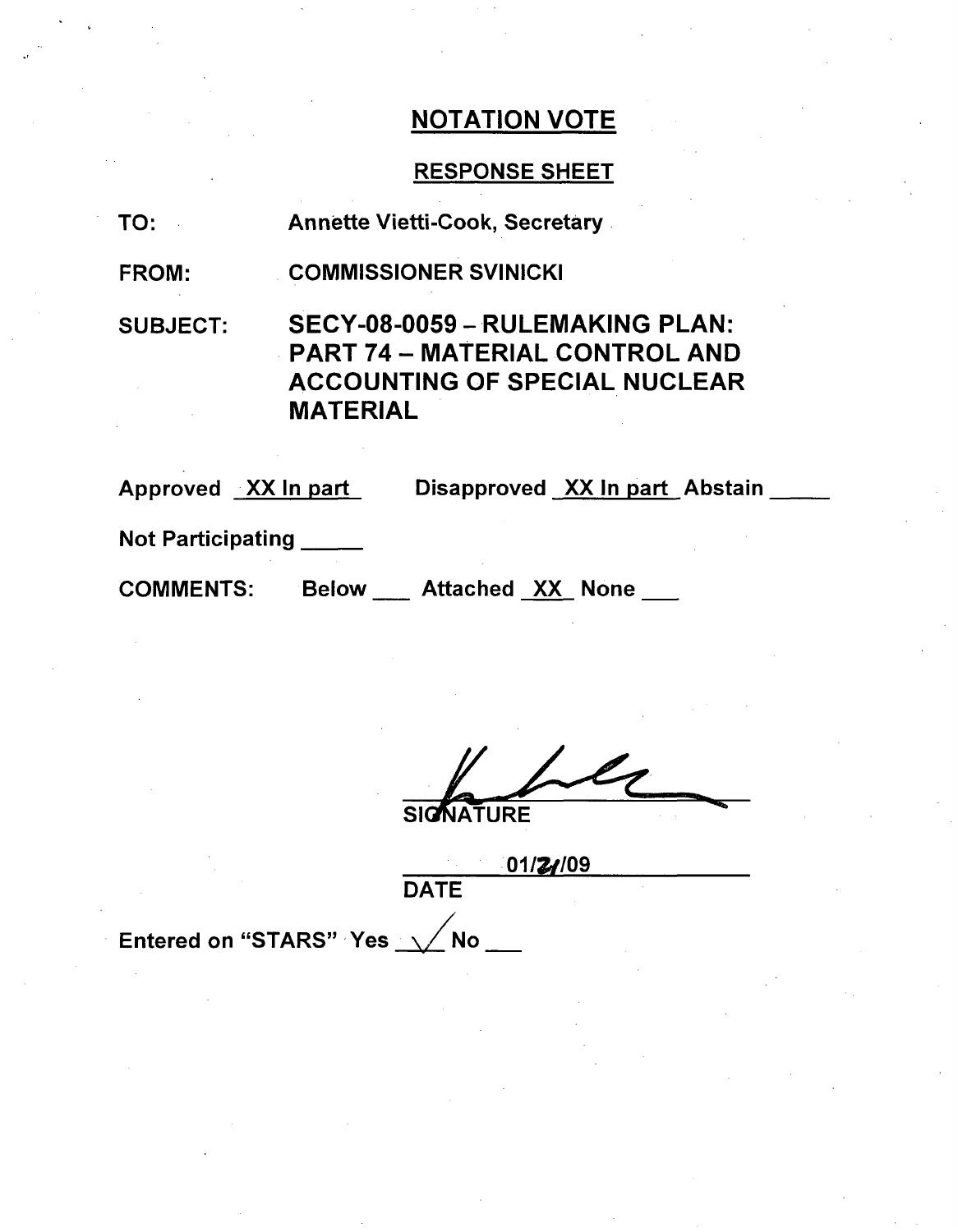# NOTATION VOTE

## RESPONSE SHEET

TO: Annette Vietti-Cook, Secretary

FROM: COMMISSIONER SVINICKI

SUBJECT: **SECY-08-0059 – RULEMAKING PLAN: PART 74 – MATERIAL CONTROL AND ACCOUNTING OF SPECIAL NUCLEAR MATERIAL**

Approved XX In part Disapproved XX In part Abstain ____

Not Participating ____

COMMENTS: Below ___ Attached XX None ___

SIGNATURE

01/21/09

DATE

Entered on "STARS" Yes ✓ No ___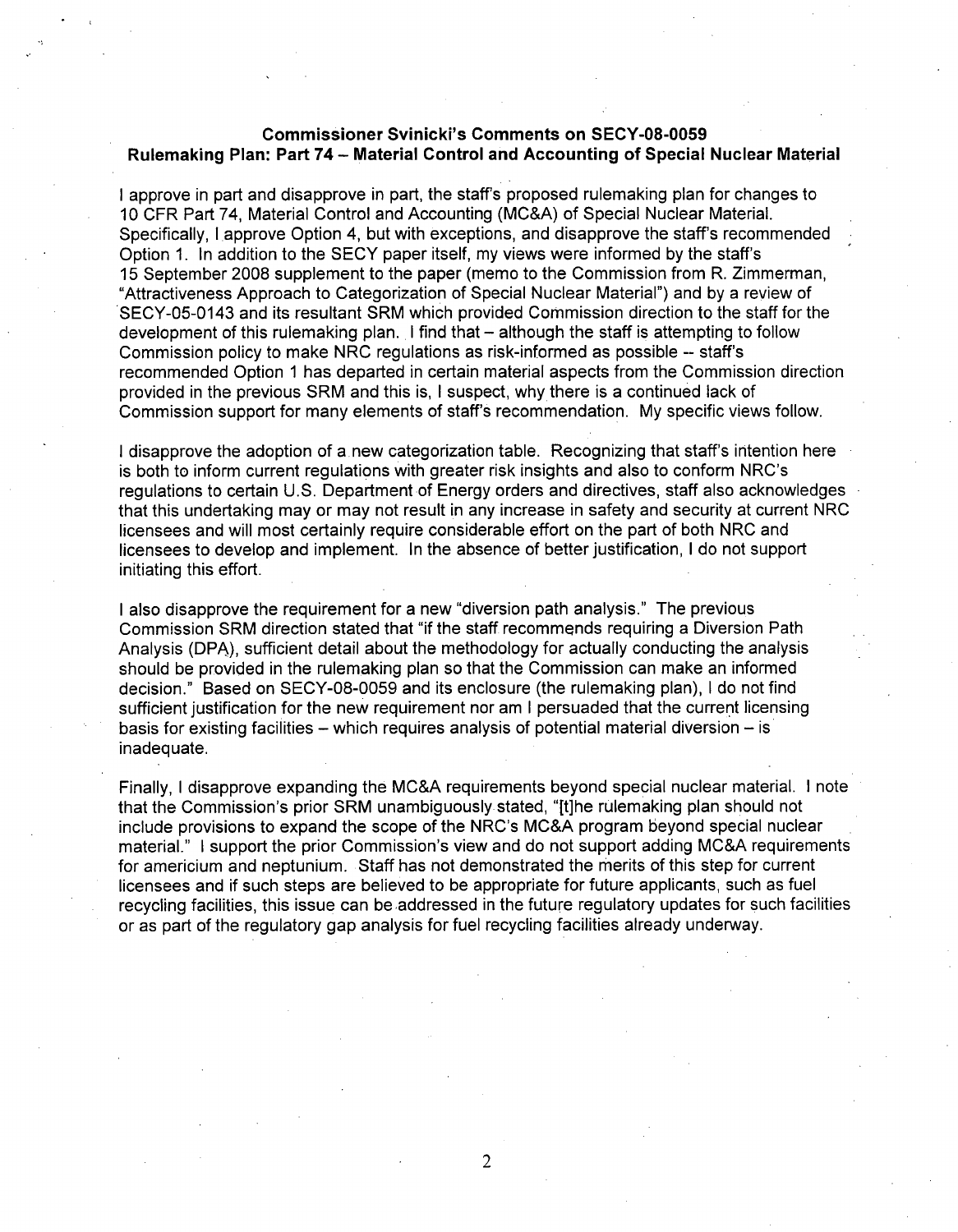**Commissioner Svinicki's Comments on SECY-08-0059**
**Rulemaking Plan: Part 74 – Material Control and Accounting of Special Nuclear Material**

I approve in part and disapprove in part, the staff's proposed rulemaking plan for changes to 10 CFR Part 74, Material Control and Accounting (MC&A) of Special Nuclear Material. Specifically, I approve Option 4, but with exceptions, and disapprove the staff's recommended Option 1. In addition to the SECY paper itself, my views were informed by the staff's 15 September 2008 supplement to the paper (memo to the Commission from R. Zimmerman, "Attractiveness Approach to Categorization of Special Nuclear Material") and by a review of SECY-05-0143 and its resultant SRM which provided Commission direction to the staff for the development of this rulemaking plan. I find that – although the staff is attempting to follow Commission policy to make NRC regulations as risk-informed as possible -- staff's recommended Option 1 has departed in certain material aspects from the Commission direction provided in the previous SRM and this is, I suspect, why there is a continued lack of Commission support for many elements of staff's recommendation. My specific views follow.

I disapprove the adoption of a new categorization table. Recognizing that staff's intention here is both to inform current regulations with greater risk insights and also to conform NRC's regulations to certain U.S. Department of Energy orders and directives, staff also acknowledges that this undertaking may or may not result in any increase in safety and security at current NRC licensees and will most certainly require considerable effort on the part of both NRC and licensees to develop and implement. In the absence of better justification, I do not support initiating this effort.

I also disapprove the requirement for a new "diversion path analysis." The previous Commission SRM direction stated that "if the staff recommends requiring a Diversion Path Analysis (DPA), sufficient detail about the methodology for actually conducting the analysis should be provided in the rulemaking plan so that the Commission can make an informed decision." Based on SECY-08-0059 and its enclosure (the rulemaking plan), I do not find sufficient justification for the new requirement nor am I persuaded that the current licensing basis for existing facilities – which requires analysis of potential material diversion – is inadequate.

Finally, I disapprove expanding the MC&A requirements beyond special nuclear material. I note that the Commission's prior SRM unambiguously stated, "[t]he rulemaking plan should not include provisions to expand the scope of the NRC's MC&A program beyond special nuclear material." I support the prior Commission's view and do not support adding MC&A requirements for americium and neptunium. Staff has not demonstrated the merits of this step for current licensees and if such steps are believed to be appropriate for future applicants, such as fuel recycling facilities, this issue can be addressed in the future regulatory updates for such facilities or as part of the regulatory gap analysis for fuel recycling facilities already underway.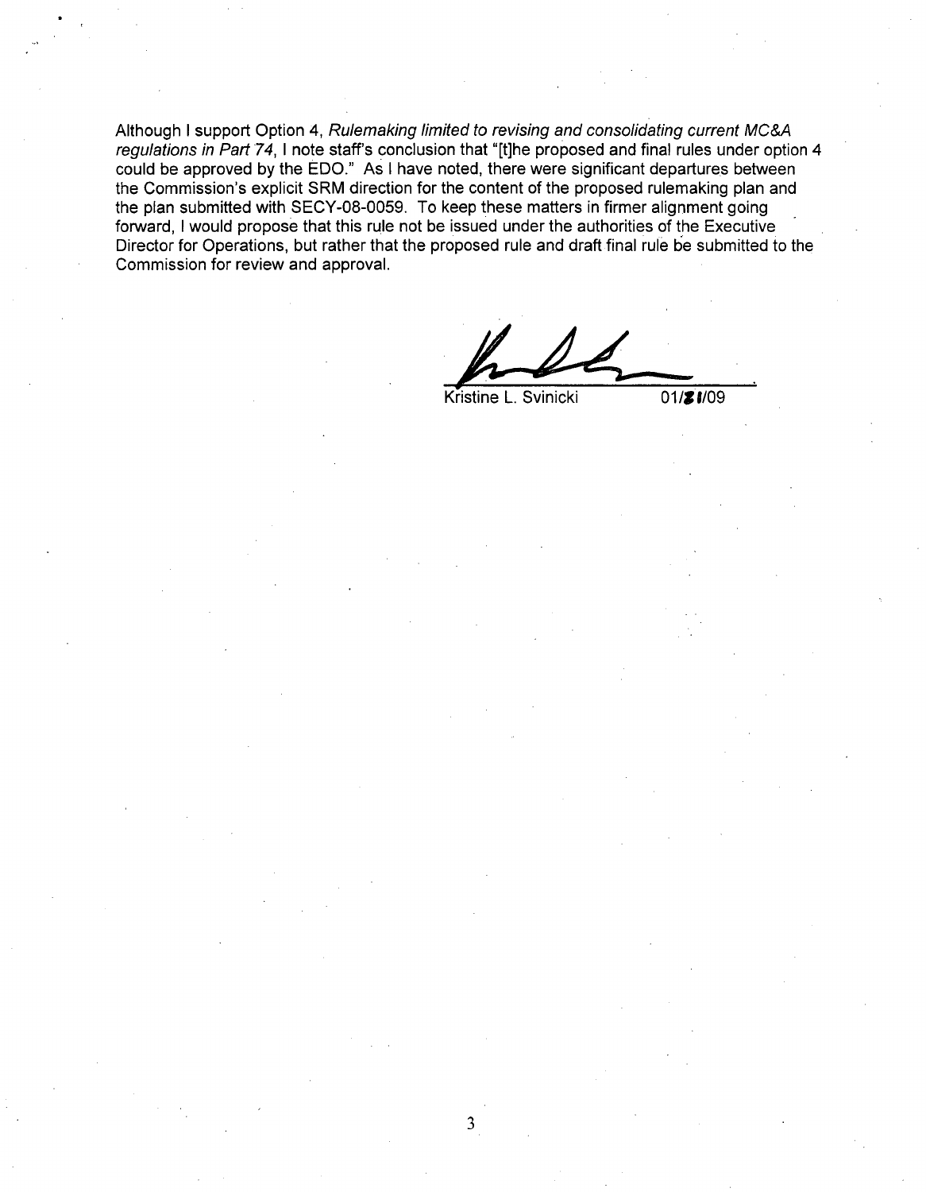Although I support Option 4, *Rulemaking limited to revising and consolidating current MC&A regulations in Part 74*, I note staff's conclusion that "[t]he proposed and final rules under option 4 could be approved by the EDO." As I have noted, there were significant departures between the Commission's explicit SRM direction for the content of the proposed rulemaking plan and the plan submitted with SECY-08-0059. To keep these matters in firmer alignment going forward, I would propose that this rule not be issued under the authorities of the Executive Director for Operations, but rather that the proposed rule and draft final rule be submitted to the Commission for review and approval.

Kristine L. Svinicki 01/21/09